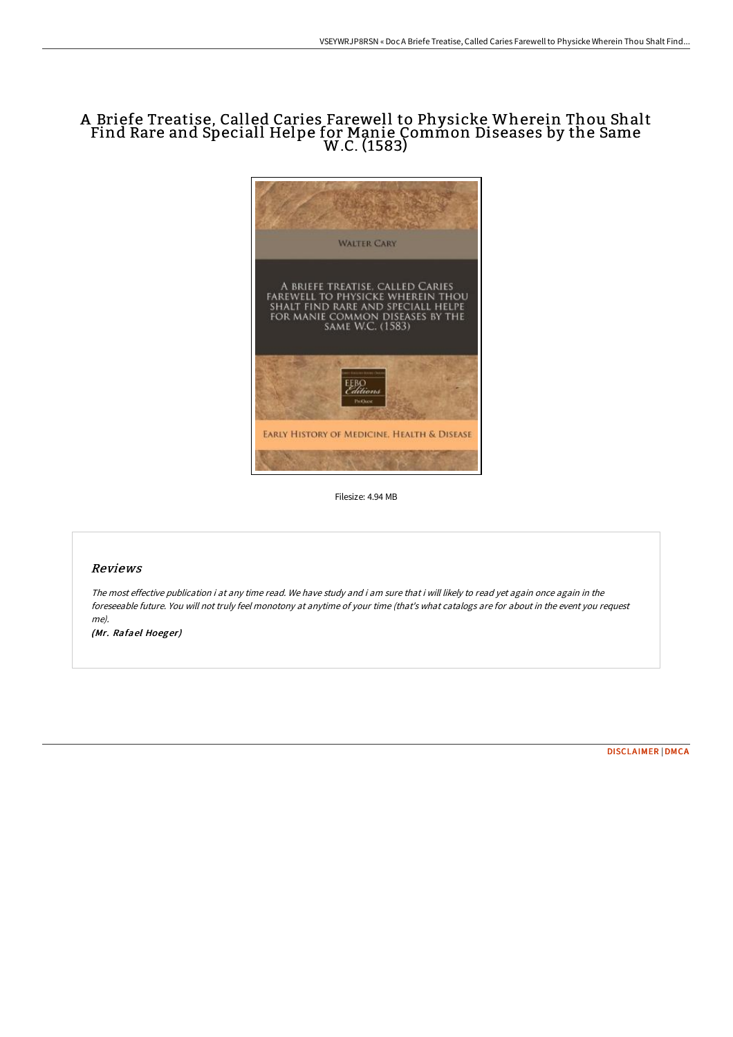# A Briefe Treatise, Called Caries Farewell to Physicke Wherein Thou Shalt Find Rare and Speciall Helpe for Manie Common Diseases by the Same W.C. (1583)

Filesize: 4.94 MB

## Reviews

*The most effective publication i at any time read. We have study and i am sure that i will likely to read yet again once again in the foreseeable future. You will not truly feel monotony at anytime of your time (that's what catalogs are for about in the event you request me).*

*(Mr. Rafael Hoeger)*

DISCLAIMER | DMCA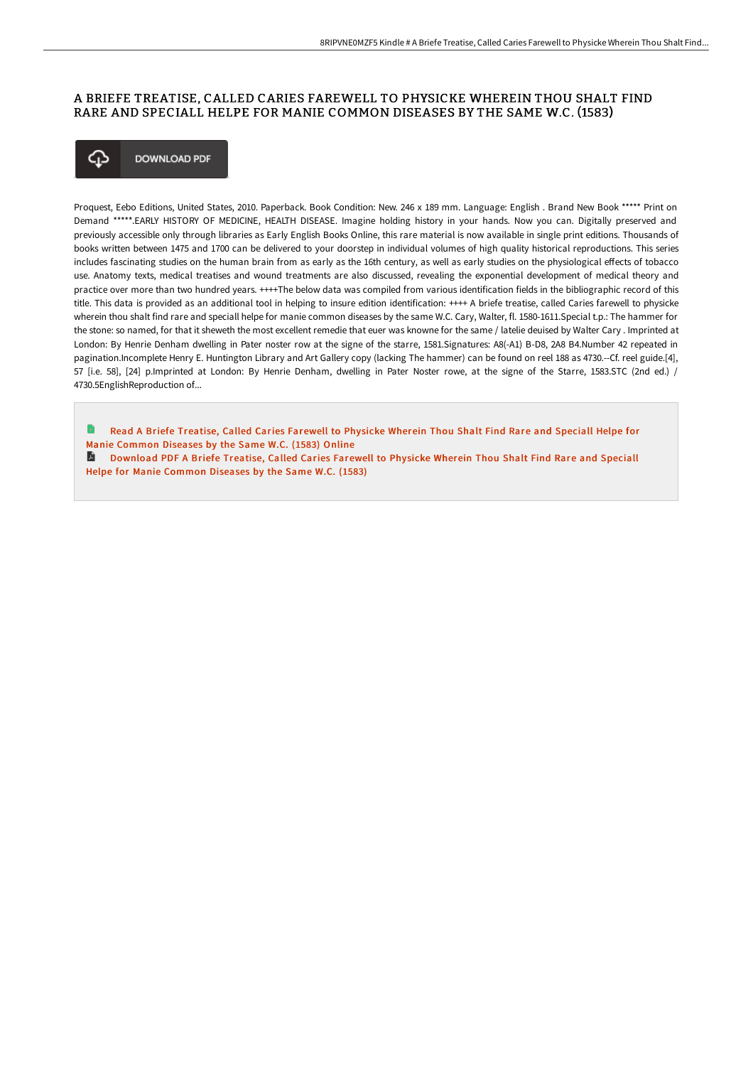# A BRIEFE TREATISE, CALLED CARIES FAREWELL TO PHYSICKE WHEREIN THOU SHALT FIND RARE AND SPECIALL HELPE FOR MANIE COMMON DISEASES BY THE SAME W.C. (1583)

DOWNLOAD PDF

Proquest, Eebo Editions, United States, 2010. Paperback. Book Condition: New. 246 x 189 mm. Language: English . Brand New Book ***** Print on Demand *****.EARLY HISTORY OF MEDICINE, HEALTH DISEASE. Imagine holding history in your hands. Now you can. Digitally preserved and previously accessible only through libraries as Early English Books Online, this rare material is now available in single print editions. Thousands of books written between 1475 and 1700 can be delivered to your doorstep in individual volumes of high quality historical reproductions. This series includes fascinating studies on the human brain from as early as the 16th century, as well as early studies on the physiological effects of tobacco use. Anatomy texts, medical treatises and wound treatments are also discussed, revealing the exponential development of medical theory and practice over more than two hundred years. ++++The below data was compiled from various identification fields in the bibliographic record of this title. This data is provided as an additional tool in helping to insure edition identification: ++++ A briefe treatise, called Caries farewell to physicke wherein thou shalt find rare and speciall helpe for manie common diseases by the same W.C. Cary, Walter, fl. 1580-1611.Special t.p.: The hammer for the stone: so named, for that it sheweth the most excellent remedie that euer was knowne for the same / latelie deuised by Walter Cary . Imprinted at London: By Henrie Denham dwelling in Pater noster row at the signe of the starre, 1581.Signatures: A8(-A1) B-D8, 2A8 B4.Number 42 repeated in pagination.Incomplete Henry E. Huntington Library and Art Gallery copy (lacking The hammer) can be found on reel 188 as 4730.--Cf. reel guide.[4], 57 [i.e. 58], [24] p.Imprinted at London: By Henrie Denham, dwelling in Pater Noster rowe, at the signe of the Starre, 1583.STC (2nd ed.) / 4730.5EnglishReproduction of...

Read A Briefe Treatise, Called Caries Farewell to Physicke Wherein Thou Shalt Find Rare and Speciall Helpe for Manie Common Diseases by the Same W.C. (1583) Online

Download PDF A Briefe Treatise, Called Caries Farewell to Physicke Wherein Thou Shalt Find Rare and Speciall Helpe for Manie Common Diseases by the Same W.C. (1583)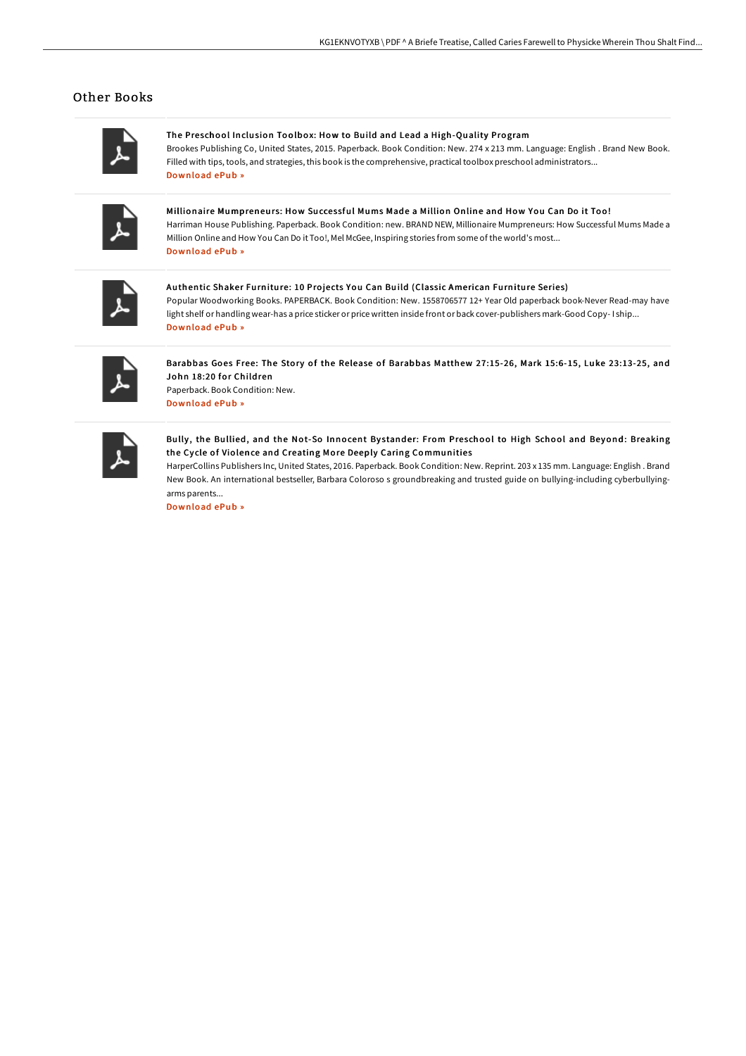## Other Books

**The Preschool Inclusion Toolbox: How to Build and Lead a High-Quality Program**

Brookes Publishing Co, United States, 2015. Paperback. Book Condition: New. 274 x 213 mm. Language: English . Brand New Book. Filled with tips, tools, and strategies, this book is the comprehensive, practical toolbox preschool administrators...

Download ePub »

**Millionaire Mumpreneurs: How Successful Mums Made a Million Online and How You Can Do it Too!**

Harriman House Publishing. Paperback. Book Condition: new. BRAND NEW, Millionaire Mumpreneurs: How Successful Mums Made a Million Online and How You Can Do it Too!, Mel McGee, Inspiring stories from some of the world's most...

Download ePub »

**Authentic Shaker Furniture: 10 Projects You Can Build (Classic American Furniture Series)**

Popular Woodworking Books. PAPERBACK. Book Condition: New. 1558706577 12+ Year Old paperback book-Never Read-may have light shelf or handling wear-has a price sticker or price written inside front or back cover-publishers mark-Good Copy- I ship...

Download ePub »

**Barabbas Goes Free: The Story of the Release of Barabbas Matthew 27:15-26, Mark 15:6-15, Luke 23:13-25, and John 18:20 for Children**

Paperback. Book Condition: New.

Download ePub »

**Bully, the Bullied, and the Not-So Innocent Bystander: From Preschool to High School and Beyond: Breaking the Cycle of Violence and Creating More Deeply Caring Communities**

HarperCollins Publishers Inc, United States, 2016. Paperback. Book Condition: New. Reprint. 203 x 135 mm. Language: English . Brand New Book. An international bestseller, Barbara Coloroso s groundbreaking and trusted guide on bullying-including cyberbullying-arms parents...

Download ePub »